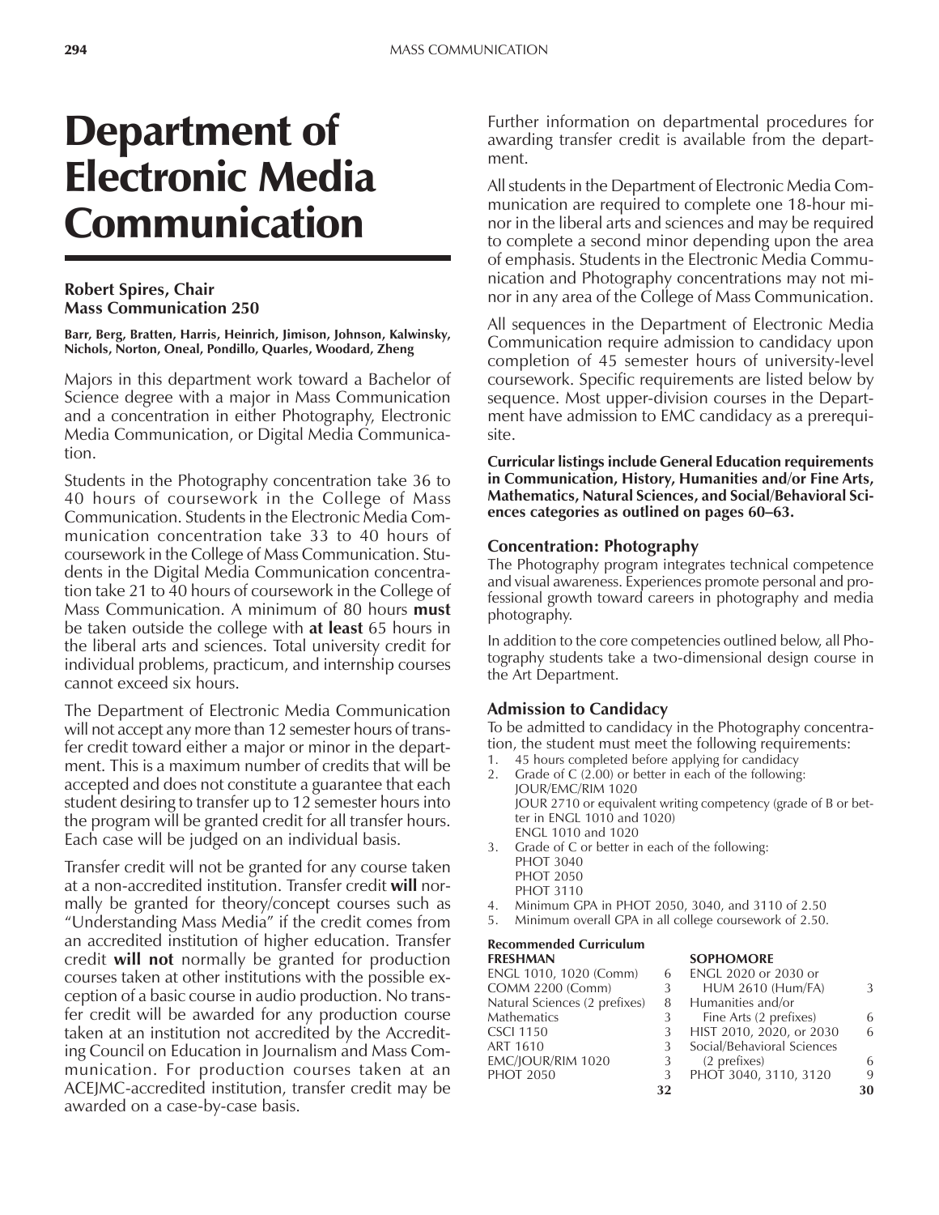# Department of Electronic Media Communication

**Robert Spires, Chair**
**Mass Communication 250**

**Barr, Berg, Bratten, Harris, Heinrich, Jimison, Johnson, Kalwinsky, Nichols, Norton, Oneal, Pondillo, Quarles, Woodard, Zheng**

Majors in this department work toward a Bachelor of Science degree with a major in Mass Communication and a concentration in either Photography, Electronic Media Communication, or Digital Media Communication.

Students in the Photography concentration take 36 to 40 hours of coursework in the College of Mass Communication. Students in the Electronic Media Communication concentration take 33 to 40 hours of coursework in the College of Mass Communication. Students in the Digital Media Communication concentration take 21 to 40 hours of coursework in the College of Mass Communication. A minimum of 80 hours **must** be taken outside the college with **at least** 65 hours in the liberal arts and sciences. Total university credit for individual problems, practicum, and internship courses cannot exceed six hours.

The Department of Electronic Media Communication will not accept any more than 12 semester hours of transfer credit toward either a major or minor in the department. This is a maximum number of credits that will be accepted and does not constitute a guarantee that each student desiring to transfer up to 12 semester hours into the program will be granted credit for all transfer hours. Each case will be judged on an individual basis.

Transfer credit will not be granted for any course taken at a non-accredited institution. Transfer credit **will** normally be granted for theory/concept courses such as "Understanding Mass Media" if the credit comes from an accredited institution of higher education. Transfer credit **will not** normally be granted for production courses taken at other institutions with the possible exception of a basic course in audio production. No transfer credit will be awarded for any production course taken at an institution not accredited by the Accrediting Council on Education in Journalism and Mass Communication. For production courses taken at an ACEJMC-accredited institution, transfer credit may be awarded on a case-by-case basis.

Further information on departmental procedures for awarding transfer credit is available from the department.

All students in the Department of Electronic Media Communication are required to complete one 18-hour minor in the liberal arts and sciences and may be required to complete a second minor depending upon the area of emphasis. Students in the Electronic Media Communication and Photography concentrations may not minor in any area of the College of Mass Communication.

All sequences in the Department of Electronic Media Communication require admission to candidacy upon completion of 45 semester hours of university-level coursework. Specific requirements are listed below by sequence. Most upper-division courses in the Department have admission to EMC candidacy as a prerequisite.

**Curricular listings include General Education requirements in Communication, History, Humanities and/or Fine Arts, Mathematics, Natural Sciences, and Social/Behavioral Sciences categories as outlined on pages 60–63.**

### Concentration: Photography

The Photography program integrates technical competence and visual awareness. Experiences promote personal and professional growth toward careers in photography and media photography.

In addition to the core competencies outlined below, all Photography students take a two-dimensional design course in the Art Department.

### Admission to Candidacy

To be admitted to candidacy in the Photography concentration, the student must meet the following requirements:

1. 45 hours completed before applying for candidacy
2. Grade of C (2.00) or better in each of the following:
   JOUR/EMC/RIM 1020
   JOUR 2710 or equivalent writing competency (grade of B or better in ENGL 1010 and 1020)
   ENGL 1010 and 1020
3. Grade of C or better in each of the following:
   PHOT 3040
   PHOT 2050
   PHOT 3110
4. Minimum GPA in PHOT 2050, 3040, and 3110 of 2.50
5. Minimum overall GPA in all college coursework of 2.50.

**Recommended Curriculum**

| FRESHMAN | | SOPHOMORE | |
|---|---|---|---|
| ENGL 1010, 1020 (Comm) | 6 | ENGL 2020 or 2030 or HUM 2610 (Hum/FA) | 3 |
| COMM 2200 (Comm) | 3 | Humanities and/or Fine Arts (2 prefixes) | 6 |
| Natural Sciences (2 prefixes) | 8 | HIST 2010, 2020, or 2030 | 6 |
| Mathematics | 3 | Social/Behavioral Sciences (2 prefixes) | 6 |
| CSCI 1150 | 3 | PHOT 3040, 3110, 3120 | 9 |
| ART 1610 | 3 | | |
| EMC/JOUR/RIM 1020 | 3 | | |
| PHOT 2050 | 3 | | |
| | **32** | | **30** |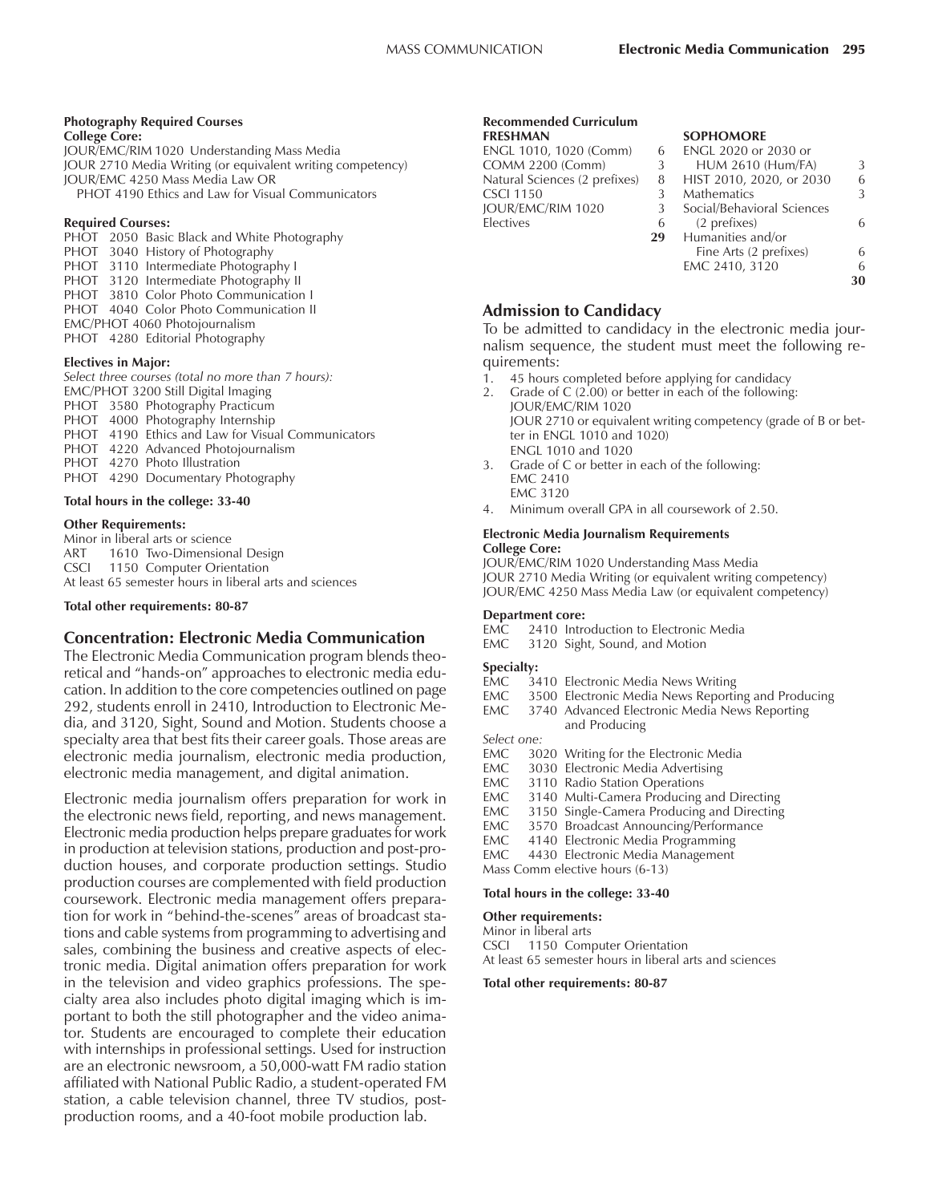**Photography Required Courses**
**College Core:**
JOUR/EMC/RIM 1020 Understanding Mass Media
JOUR 2710 Media Writing (or equivalent writing competency)
JOUR/EMC 4250 Mass Media Law OR
PHOT 4190 Ethics and Law for Visual Communicators

**Required Courses:**
PHOT 2050 Basic Black and White Photography
PHOT 3040 History of Photography
PHOT 3110 Intermediate Photography I
PHOT 3120 Intermediate Photography II
PHOT 3810 Color Photo Communication I
PHOT 4040 Color Photo Communication II
EMC/PHOT 4060 Photojournalism
PHOT 4280 Editorial Photography

**Electives in Major:**
*Select three courses (total no more than 7 hours):*
EMC/PHOT 3200 Still Digital Imaging
PHOT 3580 Photography Practicum
PHOT 4000 Photography Internship
PHOT 4190 Ethics and Law for Visual Communicators
PHOT 4220 Advanced Photojournalism
PHOT 4270 Photo Illustration
PHOT 4290 Documentary Photography

**Total hours in the college: 33-40**

**Other Requirements:**
Minor in liberal arts or science
ART 1610 Two-Dimensional Design
CSCI 1150 Computer Orientation
At least 65 semester hours in liberal arts and sciences

**Total other requirements: 80-87**

## Concentration: Electronic Media Communication

The Electronic Media Communication program blends theoretical and "hands-on" approaches to electronic media education. In addition to the core competencies outlined on page 292, students enroll in 2410, Introduction to Electronic Media, and 3120, Sight, Sound and Motion. Students choose a specialty area that best fits their career goals. Those areas are electronic media journalism, electronic media production, electronic media management, and digital animation.

Electronic media journalism offers preparation for work in the electronic news field, reporting, and news management. Electronic media production helps prepare graduates for work in production at television stations, production and post-production houses, and corporate production settings. Studio production courses are complemented with field production coursework. Electronic media management offers preparation for work in "behind-the-scenes" areas of broadcast stations and cable systems from programming to advertising and sales, combining the business and creative aspects of electronic media. Digital animation offers preparation for work in the television and video graphics professions. The specialty area also includes photo digital imaging which is important to both the still photographer and the video animator. Students are encouraged to complete their education with internships in professional settings. Used for instruction are an electronic newsroom, a 50,000-watt FM radio station affiliated with National Public Radio, a student-operated FM station, a cable television channel, three TV studios, post-production rooms, and a 40-foot mobile production lab.

**Recommended Curriculum**

| FRESHMAN | | SOPHOMORE | |
|---|---|---|---|
| ENGL 1010, 1020 (Comm) | 6 | ENGL 2020 or 2030 or HUM 2610 (Hum/FA) | 3 |
| COMM 2200 (Comm) | 3 | HIST 2010, 2020, or 2030 | 6 |
| Natural Sciences (2 prefixes) | 8 | Mathematics | 3 |
| CSCI 1150 | 3 | Social/Behavioral Sciences (2 prefixes) | 6 |
| JOUR/EMC/RIM 1020 | 3 | Humanities and/or Fine Arts (2 prefixes) | 6 |
| Electives | 6 | EMC 2410, 3120 | 6 |
| | **29** | | **30** |

## Admission to Candidacy

To be admitted to candidacy in the electronic media journalism sequence, the student must meet the following requirements:

1. 45 hours completed before applying for candidacy
2. Grade of C (2.00) or better in each of the following:
   JOUR/EMC/RIM 1020
   JOUR 2710 or equivalent writing competency (grade of B or better in ENGL 1010 and 1020)
   ENGL 1010 and 1020
3. Grade of C or better in each of the following:
   EMC 2410
   EMC 3120
4. Minimum overall GPA in all coursework of 2.50.

**Electronic Media Journalism Requirements**
**College Core:**
JOUR/EMC/RIM 1020 Understanding Mass Media
JOUR 2710 Media Writing (or equivalent writing competency)
JOUR/EMC 4250 Mass Media Law (or equivalent competency)

**Department core:**
EMC 2410 Introduction to Electronic Media
EMC 3120 Sight, Sound, and Motion

**Specialty:**
EMC 3410 Electronic Media News Writing
EMC 3500 Electronic Media News Reporting and Producing
EMC 3740 Advanced Electronic Media News Reporting and Producing

*Select one:*
EMC 3020 Writing for the Electronic Media
EMC 3030 Electronic Media Advertising
EMC 3110 Radio Station Operations
EMC 3140 Multi-Camera Producing and Directing
EMC 3150 Single-Camera Producing and Directing
EMC 3570 Broadcast Announcing/Performance
EMC 4140 Electronic Media Programming
EMC 4430 Electronic Media Management
Mass Comm elective hours (6-13)

**Total hours in the college: 33-40**

**Other requirements:**
Minor in liberal arts
CSCI 1150 Computer Orientation
At least 65 semester hours in liberal arts and sciences

**Total other requirements: 80-87**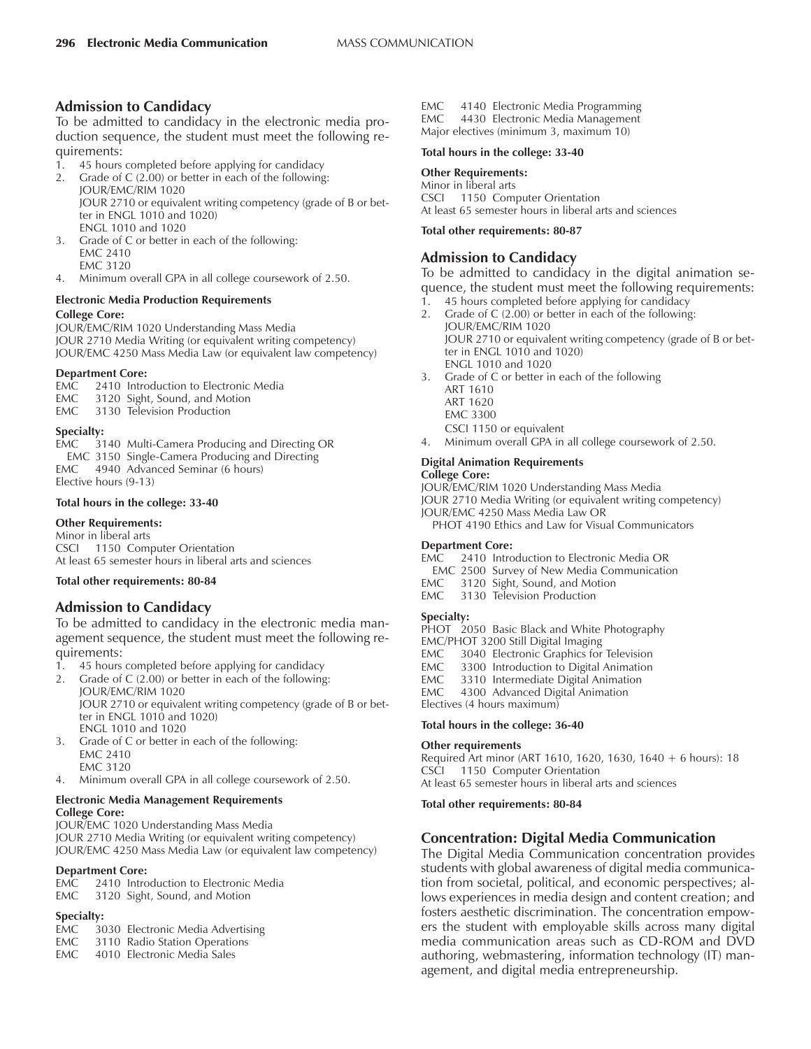## Admission to Candidacy

To be admitted to candidacy in the electronic media production sequence, the student must meet the following requirements:

1. 45 hours completed before applying for candidacy
2. Grade of C (2.00) or better in each of the following:
   JOUR/EMC/RIM 1020
   JOUR 2710 or equivalent writing competency (grade of B or better in ENGL 1010 and 1020)
   ENGL 1010 and 1020
3. Grade of C or better in each of the following:
   EMC 2410
   EMC 3120
4. Minimum overall GPA in all college coursework of 2.50.

#### Electronic Media Production Requirements

**College Core:**

JOUR/EMC/RIM 1020 Understanding Mass Media
JOUR 2710 Media Writing (or equivalent writing competency)
JOUR/EMC 4250 Mass Media Law (or equivalent law competency)

**Department Core:**

EMC 2410 Introduction to Electronic Media
EMC 3120 Sight, Sound, and Motion
EMC 3130 Television Production

**Specialty:**

EMC 3140 Multi-Camera Producing and Directing OR
EMC 3150 Single-Camera Producing and Directing
EMC 4940 Advanced Seminar (6 hours)
Elective hours (9-13)

**Total hours in the college: 33-40**

**Other Requirements:**

Minor in liberal arts
CSCI 1150 Computer Orientation
At least 65 semester hours in liberal arts and sciences

**Total other requirements: 80-84**

## Admission to Candidacy

To be admitted to candidacy in the electronic media management sequence, the student must meet the following requirements:

1. 45 hours completed before applying for candidacy
2. Grade of C (2.00) or better in each of the following:
   JOUR/EMC/RIM 1020
   JOUR 2710 or equivalent writing competency (grade of B or better in ENGL 1010 and 1020)
   ENGL 1010 and 1020
3. Grade of C or better in each of the following:
   EMC 2410
   EMC 3120
4. Minimum overall GPA in all college coursework of 2.50.

#### Electronic Media Management Requirements

**College Core:**

JOUR/EMC 1020 Understanding Mass Media
JOUR 2710 Media Writing (or equivalent writing competency)
JOUR/EMC 4250 Mass Media Law (or equivalent law competency)

**Department Core:**

EMC 2410 Introduction to Electronic Media
EMC 3120 Sight, Sound, and Motion

**Specialty:**

EMC 3030 Electronic Media Advertising
EMC 3110 Radio Station Operations
EMC 4010 Electronic Media Sales
EMC 4140 Electronic Media Programming
EMC 4430 Electronic Media Management
Major electives (minimum 3, maximum 10)

**Total hours in the college: 33-40**

**Other Requirements:**

Minor in liberal arts
CSCI 1150 Computer Orientation
At least 65 semester hours in liberal arts and sciences

**Total other requirements: 80-87**

## Admission to Candidacy

To be admitted to candidacy in the digital animation sequence, the student must meet the following requirements:

1. 45 hours completed before applying for candidacy
2. Grade of C (2.00) or better in each of the following:
   JOUR/EMC/RIM 1020
   JOUR 2710 or equivalent writing competency (grade of B or better in ENGL 1010 and 1020)
   ENGL 1010 and 1020
3. Grade of C or better in each of the following
   ART 1610
   ART 1620
   EMC 3300
   CSCI 1150 or equivalent
4. Minimum overall GPA in all college coursework of 2.50.

#### Digital Animation Requirements

**College Core:**

JOUR/EMC/RIM 1020 Understanding Mass Media
JOUR 2710 Media Writing (or equivalent writing competency)
JOUR/EMC 4250 Mass Media Law OR
PHOT 4190 Ethics and Law for Visual Communicators

**Department Core:**

EMC 2410 Introduction to Electronic Media OR
EMC 2500 Survey of New Media Communication
EMC 3120 Sight, Sound, and Motion
EMC 3130 Television Production

**Specialty:**

PHOT 2050 Basic Black and White Photography
EMC/PHOT 3200 Still Digital Imaging
EMC 3040 Electronic Graphics for Television
EMC 3300 Introduction to Digital Animation
EMC 3310 Intermediate Digital Animation
EMC 4300 Advanced Digital Animation
Electives (4 hours maximum)

**Total hours in the college: 36-40**

**Other requirements**

Required Art minor (ART 1610, 1620, 1630, 1640 + 6 hours): 18
CSCI 1150 Computer Orientation
At least 65 semester hours in liberal arts and sciences

**Total other requirements: 80-84**

## Concentration: Digital Media Communication

The Digital Media Communication concentration provides students with global awareness of digital media communication from societal, political, and economic perspectives; allows experiences in media design and content creation; and fosters aesthetic discrimination. The concentration empowers the student with employable skills across many digital media communication areas such as CD-ROM and DVD authoring, webmastering, information technology (IT) management, and digital media entrepreneurship.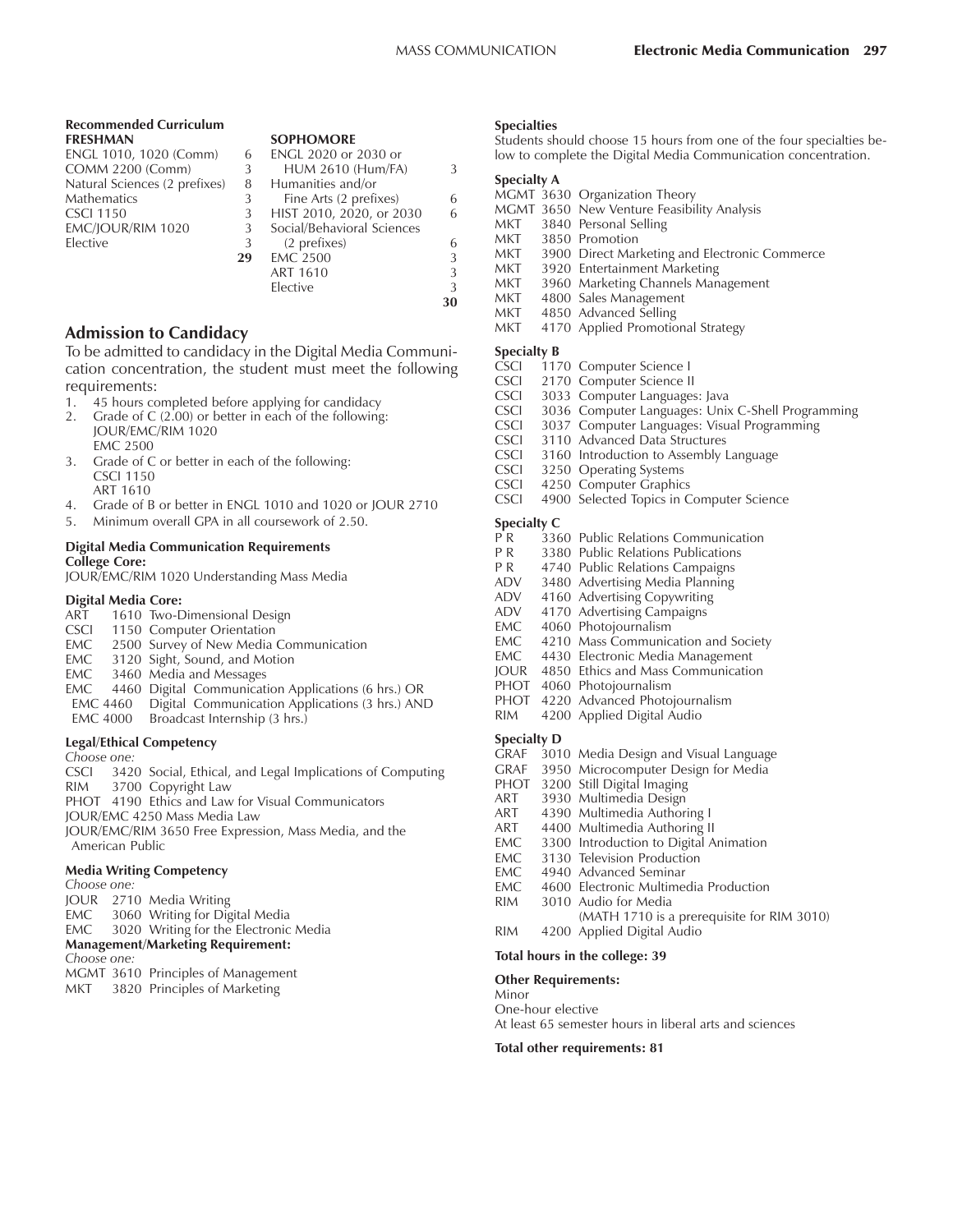**Recommended Curriculum**

| FRESHMAN | | SOPHOMORE | |
|---|---|---|---|
| ENGL 1010, 1020 (Comm) | 6 | ENGL 2020 or 2030 or HUM 2610 (Hum/FA) | 3 |
| COMM 2200 (Comm) | 3 | Humanities and/or Fine Arts (2 prefixes) | 6 |
| Natural Sciences (2 prefixes) | 8 | HIST 2010, 2020, or 2030 | 6 |
| Mathematics | 3 | Social/Behavioral Sciences (2 prefixes) | 6 |
| CSCI 1150 | 3 | EMC 2500 | 3 |
| EMC/JOUR/RIM 1020 | 3 | ART 1610 | 3 |
| Elective | 3 | Elective | 3 |
| | **29** | | **30** |

## Admission to Candidacy

To be admitted to candidacy in the Digital Media Communication concentration, the student must meet the following requirements:

1. 45 hours completed before applying for candidacy
2. Grade of C (2.00) or better in each of the following:
   JOUR/EMC/RIM 1020
   EMC 2500
3. Grade of C or better in each of the following:
   CSCI 1150
   ART 1610
4. Grade of B or better in ENGL 1010 and 1020 or JOUR 2710
5. Minimum overall GPA in all coursework of 2.50.

**Digital Media Communication Requirements**

**College Core:**

JOUR/EMC/RIM 1020 Understanding Mass Media

**Digital Media Core:**

- ART 1610 Two-Dimensional Design
- CSCI 1150 Computer Orientation
- EMC 2500 Survey of New Media Communication
- EMC 3120 Sight, Sound, and Motion
- EMC 3460 Media and Messages
- EMC 4460 Digital Communication Applications (6 hrs.) OR
- EMC 4460 Digital Communication Applications (3 hrs.) AND
- EMC 4000 Broadcast Internship (3 hrs.)

**Legal/Ethical Competency**

*Choose one:*

- CSCI 3420 Social, Ethical, and Legal Implications of Computing
- RIM 3700 Copyright Law
- PHOT 4190 Ethics and Law for Visual Communicators
- JOUR/EMC 4250 Mass Media Law
- JOUR/EMC/RIM 3650 Free Expression, Mass Media, and the American Public

**Media Writing Competency**

*Choose one:*

- JOUR 2710 Media Writing
- EMC 3060 Writing for Digital Media
- EMC 3020 Writing for the Electronic Media

**Management/Marketing Requirement:**

*Choose one:*

- MGMT 3610 Principles of Management
- MKT 3820 Principles of Marketing

**Specialties**

Students should choose 15 hours from one of the four specialties below to complete the Digital Media Communication concentration.

**Specialty A**

- MGMT 3630 Organization Theory
- MGMT 3650 New Venture Feasibility Analysis
- MKT 3840 Personal Selling
- MKT 3850 Promotion
- MKT 3900 Direct Marketing and Electronic Commerce
- MKT 3920 Entertainment Marketing
- MKT 3960 Marketing Channels Management
- MKT 4800 Sales Management
- MKT 4850 Advanced Selling
- MKT 4170 Applied Promotional Strategy

**Specialty B**

- CSCI 1170 Computer Science I
- CSCI 2170 Computer Science II
- CSCI 3033 Computer Languages: Java
- CSCI 3036 Computer Languages: Unix C-Shell Programming
- CSCI 3037 Computer Languages: Visual Programming
- CSCI 3110 Advanced Data Structures
- CSCI 3160 Introduction to Assembly Language
- CSCI 3250 Operating Systems
- CSCI 4250 Computer Graphics
- CSCI 4900 Selected Topics in Computer Science

**Specialty C**

- P R 3360 Public Relations Communication
- P R 3380 Public Relations Publications
- P R 4740 Public Relations Campaigns
- ADV 3480 Advertising Media Planning
- ADV 4160 Advertising Copywriting
- ADV 4170 Advertising Campaigns
- EMC 4060 Photojournalism
- EMC 4210 Mass Communication and Society
- EMC 4430 Electronic Media Management
- JOUR 4850 Ethics and Mass Communication
- PHOT 4060 Photojournalism
- PHOT 4220 Advanced Photojournalism
- RIM 4200 Applied Digital Audio

**Specialty D**

- GRAF 3010 Media Design and Visual Language
- GRAF 3950 Microcomputer Design for Media
- PHOT 3200 Still Digital Imaging
- ART 3930 Multimedia Design
- ART 4390 Multimedia Authoring I
- ART 4400 Multimedia Authoring II
- EMC 3300 Introduction to Digital Animation
- EMC 3130 Television Production
- EMC 4940 Advanced Seminar
- EMC 4600 Electronic Multimedia Production
- RIM 3010 Audio for Media
  (MATH 1710 is a prerequisite for RIM 3010)
- RIM 4200 Applied Digital Audio

**Total hours in the college: 39**

**Other Requirements:**

Minor
One-hour elective
At least 65 semester hours in liberal arts and sciences

**Total other requirements: 81**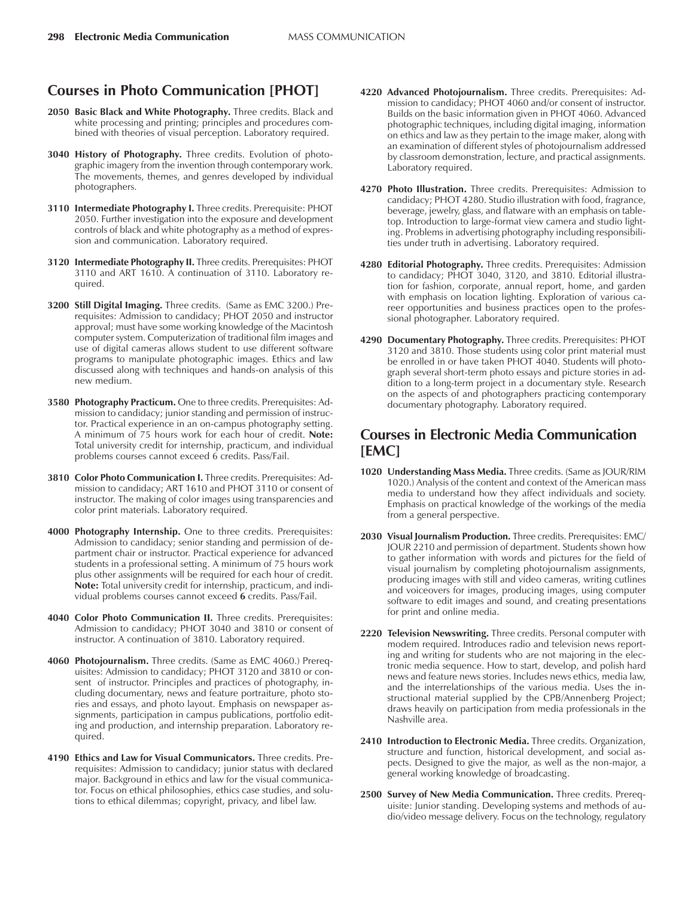## Courses in Photo Communication [PHOT]

**2050 Basic Black and White Photography.** Three credits. Black and white processing and printing; principles and procedures combined with theories of visual perception. Laboratory required.

**3040 History of Photography.** Three credits. Evolution of photographic imagery from the invention through contemporary work. The movements, themes, and genres developed by individual photographers.

**3110 Intermediate Photography I.** Three credits. Prerequisite: PHOT 2050. Further investigation into the exposure and development controls of black and white photography as a method of expression and communication. Laboratory required.

**3120 Intermediate Photography II.** Three credits. Prerequisites: PHOT 3110 and ART 1610. A continuation of 3110. Laboratory required.

**3200 Still Digital Imaging.** Three credits. (Same as EMC 3200.) Prerequisites: Admission to candidacy; PHOT 2050 and instructor approval; must have some working knowledge of the Macintosh computer system. Computerization of traditional film images and use of digital cameras allows student to use different software programs to manipulate photographic images. Ethics and law discussed along with techniques and hands-on analysis of this new medium.

**3580 Photography Practicum.** One to three credits. Prerequisites: Admission to candidacy; junior standing and permission of instructor. Practical experience in an on-campus photography setting. A minimum of 75 hours work for each hour of credit. **Note:** Total university credit for internship, practicum, and individual problems courses cannot exceed 6 credits. Pass/Fail.

**3810 Color Photo Communication I.** Three credits. Prerequisites: Admission to candidacy; ART 1610 and PHOT 3110 or consent of instructor. The making of color images using transparencies and color print materials. Laboratory required.

**4000 Photography Internship.** One to three credits. Prerequisites: Admission to candidacy; senior standing and permission of department chair or instructor. Practical experience for advanced students in a professional setting. A minimum of 75 hours work plus other assignments will be required for each hour of credit. **Note:** Total university credit for internship, practicum, and individual problems courses cannot exceed **6** credits. Pass/Fail.

**4040 Color Photo Communication II.** Three credits. Prerequisites: Admission to candidacy; PHOT 3040 and 3810 or consent of instructor. A continuation of 3810. Laboratory required.

**4060 Photojournalism.** Three credits. (Same as EMC 4060.) Prerequisites: Admission to candidacy; PHOT 3120 and 3810 or consent of instructor. Principles and practices of photography, including documentary, news and feature portraiture, photo stories and essays, and photo layout. Emphasis on newspaper assignments, participation in campus publications, portfolio editing and production, and internship preparation. Laboratory required.

**4190 Ethics and Law for Visual Communicators.** Three credits. Prerequisites: Admission to candidacy; junior status with declared major. Background in ethics and law for the visual communicator. Focus on ethical philosophies, ethics case studies, and solutions to ethical dilemmas; copyright, privacy, and libel law.

**4220 Advanced Photojournalism.** Three credits. Prerequisites: Admission to candidacy; PHOT 4060 and/or consent of instructor. Builds on the basic information given in PHOT 4060. Advanced photographic techniques, including digital imaging, information on ethics and law as they pertain to the image maker, along with an examination of different styles of photojournalism addressed by classroom demonstration, lecture, and practical assignments. Laboratory required.

**4270 Photo Illustration.** Three credits. Prerequisites: Admission to candidacy; PHOT 4280. Studio illustration with food, fragrance, beverage, jewelry, glass, and flatware with an emphasis on tabletop. Introduction to large-format view camera and studio lighting. Problems in advertising photography including responsibilities under truth in advertising. Laboratory required.

**4280 Editorial Photography.** Three credits. Prerequisites: Admission to candidacy; PHOT 3040, 3120, and 3810. Editorial illustration for fashion, corporate, annual report, home, and garden with emphasis on location lighting. Exploration of various career opportunities and business practices open to the professional photographer. Laboratory required.

**4290 Documentary Photography.** Three credits. Prerequisites: PHOT 3120 and 3810. Those students using color print material must be enrolled in or have taken PHOT 4040. Students will photograph several short-term photo essays and picture stories in addition to a long-term project in a documentary style. Research on the aspects of and photographers practicing contemporary documentary photography. Laboratory required.

## Courses in Electronic Media Communication [EMC]

**1020 Understanding Mass Media.** Three credits. (Same as JOUR/RIM 1020.) Analysis of the content and context of the American mass media to understand how they affect individuals and society. Emphasis on practical knowledge of the workings of the media from a general perspective.

**2030 Visual Journalism Production.** Three credits. Prerequisites: EMC/JOUR 2210 and permission of department. Students shown how to gather information with words and pictures for the field of visual journalism by completing photojournalism assignments, producing images with still and video cameras, writing cutlines and voiceovers for images, producing images, using computer software to edit images and sound, and creating presentations for print and online media.

**2220 Television Newswriting.** Three credits. Personal computer with modem required. Introduces radio and television news reporting and writing for students who are not majoring in the electronic media sequence. How to start, develop, and polish hard news and feature news stories. Includes news ethics, media law, and the interrelationships of the various media. Uses the instructional material supplied by the CPB/Annenberg Project; draws heavily on participation from media professionals in the Nashville area.

**2410 Introduction to Electronic Media.** Three credits. Organization, structure and function, historical development, and social aspects. Designed to give the major, as well as the non-major, a general working knowledge of broadcasting.

**2500 Survey of New Media Communication.** Three credits. Prerequisite: Junior standing. Developing systems and methods of audio/video message delivery. Focus on the technology, regulatory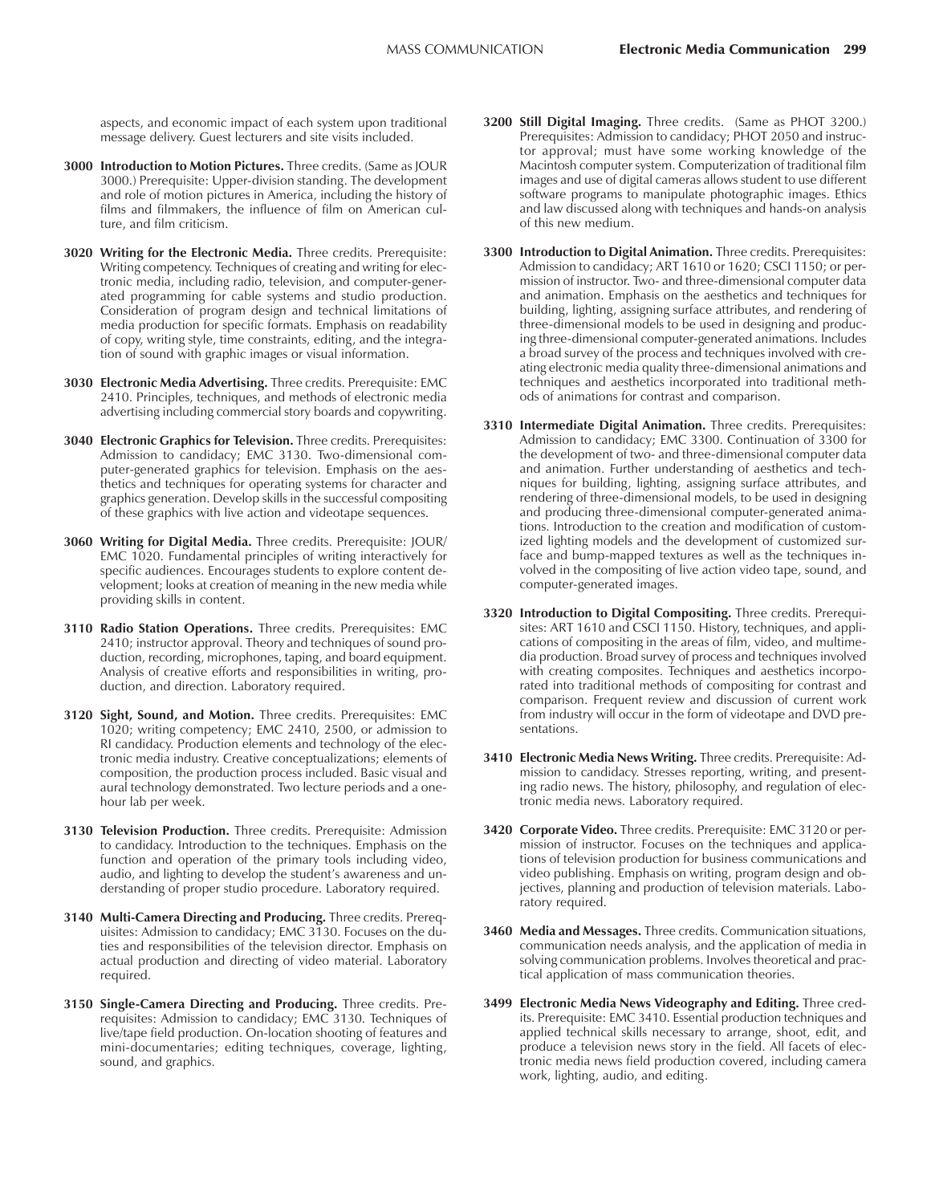aspects, and economic impact of each system upon traditional message delivery. Guest lecturers and site visits included.

**3000 Introduction to Motion Pictures.** Three credits. (Same as JOUR 3000.) Prerequisite: Upper-division standing. The development and role of motion pictures in America, including the history of films and filmmakers, the influence of film on American culture, and film criticism.

**3020 Writing for the Electronic Media.** Three credits. Prerequisite: Writing competency. Techniques of creating and writing for electronic media, including radio, television, and computer-generated programming for cable systems and studio production. Consideration of program design and technical limitations of media production for specific formats. Emphasis on readability of copy, writing style, time constraints, editing, and the integration of sound with graphic images or visual information.

**3030 Electronic Media Advertising.** Three credits. Prerequisite: EMC 2410. Principles, techniques, and methods of electronic media advertising including commercial story boards and copywriting.

**3040 Electronic Graphics for Television.** Three credits. Prerequisites: Admission to candidacy; EMC 3130. Two-dimensional computer-generated graphics for television. Emphasis on the aesthetics and techniques for operating systems for character and graphics generation. Develop skills in the successful compositing of these graphics with live action and videotape sequences.

**3060 Writing for Digital Media.** Three credits. Prerequisite: JOUR/EMC 1020. Fundamental principles of writing interactively for specific audiences. Encourages students to explore content development; looks at creation of meaning in the new media while providing skills in content.

**3110 Radio Station Operations.** Three credits. Prerequisites: EMC 2410; instructor approval. Theory and techniques of sound production, recording, microphones, taping, and board equipment. Analysis of creative efforts and responsibilities in writing, production, and direction. Laboratory required.

**3120 Sight, Sound, and Motion.** Three credits. Prerequisites: EMC 1020; writing competency; EMC 2410, 2500, or admission to RI candidacy. Production elements and technology of the electronic media industry. Creative conceptualizations; elements of composition, the production process included. Basic visual and aural technology demonstrated. Two lecture periods and a one-hour lab per week.

**3130 Television Production.** Three credits. Prerequisite: Admission to candidacy. Introduction to the techniques. Emphasis on the function and operation of the primary tools including video, audio, and lighting to develop the student's awareness and understanding of proper studio procedure. Laboratory required.

**3140 Multi-Camera Directing and Producing.** Three credits. Prerequisites: Admission to candidacy; EMC 3130. Focuses on the duties and responsibilities of the television director. Emphasis on actual production and directing of video material. Laboratory required.

**3150 Single-Camera Directing and Producing.** Three credits. Prerequisites: Admission to candidacy; EMC 3130. Techniques of live/tape field production. On-location shooting of features and mini-documentaries; editing techniques, coverage, lighting, sound, and graphics.

**3200 Still Digital Imaging.** Three credits. (Same as PHOT 3200.) Prerequisites: Admission to candidacy; PHOT 2050 and instructor approval; must have some working knowledge of the Macintosh computer system. Computerization of traditional film images and use of digital cameras allows student to use different software programs to manipulate photographic images. Ethics and law discussed along with techniques and hands-on analysis of this new medium.

**3300 Introduction to Digital Animation.** Three credits. Prerequisites: Admission to candidacy; ART 1610 or 1620; CSCI 1150; or permission of instructor. Two- and three-dimensional computer data and animation. Emphasis on the aesthetics and techniques for building, lighting, assigning surface attributes, and rendering of three-dimensional models to be used in designing and producing three-dimensional computer-generated animations. Includes a broad survey of the process and techniques involved with creating electronic media quality three-dimensional animations and techniques and aesthetics incorporated into traditional methods of animations for contrast and comparison.

**3310 Intermediate Digital Animation.** Three credits. Prerequisites: Admission to candidacy; EMC 3300. Continuation of 3300 for the development of two- and three-dimensional computer data and animation. Further understanding of aesthetics and techniques for building, lighting, assigning surface attributes, and rendering of three-dimensional models, to be used in designing and producing three-dimensional computer-generated animations. Introduction to the creation and modification of customized lighting models and the development of customized surface and bump-mapped textures as well as the techniques involved in the compositing of live action video tape, sound, and computer-generated images.

**3320 Introduction to Digital Compositing.** Three credits. Prerequisites: ART 1610 and CSCI 1150. History, techniques, and applications of compositing in the areas of film, video, and multimedia production. Broad survey of process and techniques involved with creating composites. Techniques and aesthetics incorporated into traditional methods of compositing for contrast and comparison. Frequent review and discussion of current work from industry will occur in the form of videotape and DVD presentations.

**3410 Electronic Media News Writing.** Three credits. Prerequisite: Admission to candidacy. Stresses reporting, writing, and presenting radio news. The history, philosophy, and regulation of electronic media news. Laboratory required.

**3420 Corporate Video.** Three credits. Prerequisite: EMC 3120 or permission of instructor. Focuses on the techniques and applications of television production for business communications and video publishing. Emphasis on writing, program design and objectives, planning and production of television materials. Laboratory required.

**3460 Media and Messages.** Three credits. Communication situations, communication needs analysis, and the application of media in solving communication problems. Involves theoretical and practical application of mass communication theories.

**3499 Electronic Media News Videography and Editing.** Three credits. Prerequisite: EMC 3410. Essential production techniques and applied technical skills necessary to arrange, shoot, edit, and produce a television news story in the field. All facets of electronic media news field production covered, including camera work, lighting, audio, and editing.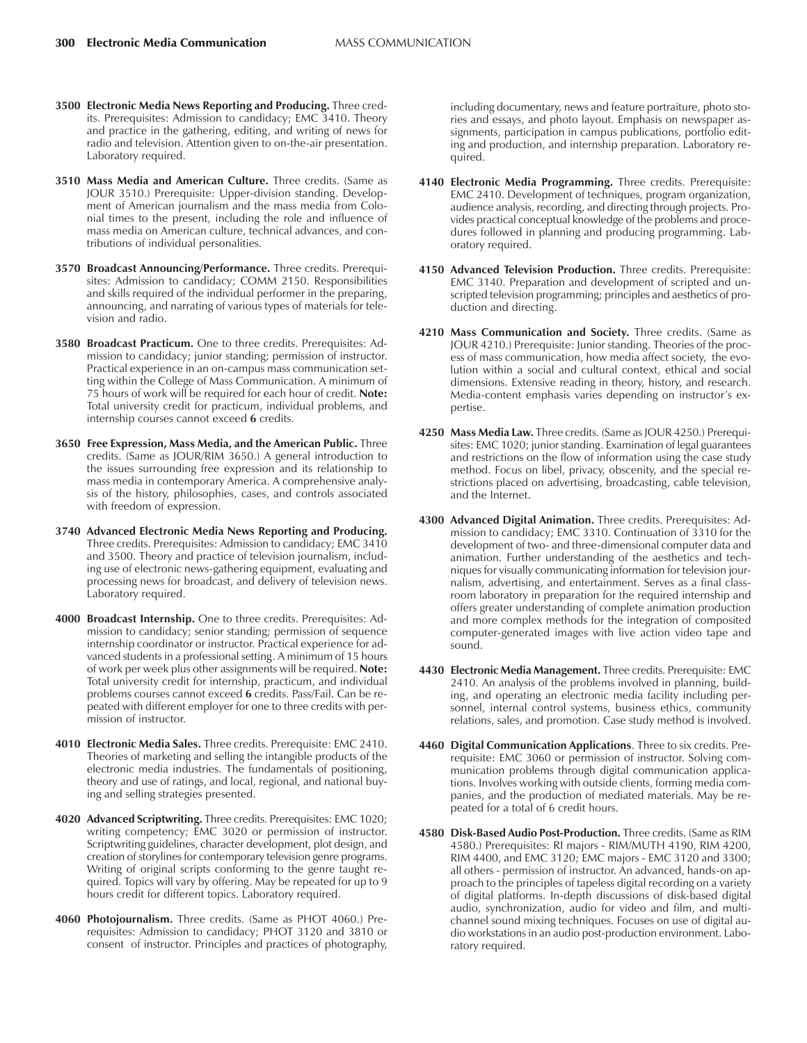**3500 Electronic Media News Reporting and Producing.** Three credits. Prerequisites: Admission to candidacy; EMC 3410. Theory and practice in the gathering, editing, and writing of news for radio and television. Attention given to on-the-air presentation. Laboratory required.

**3510 Mass Media and American Culture.** Three credits. (Same as JOUR 3510.) Prerequisite: Upper-division standing. Development of American journalism and the mass media from Colonial times to the present, including the role and influence of mass media on American culture, technical advances, and contributions of individual personalities.

**3570 Broadcast Announcing/Performance.** Three credits. Prerequisites: Admission to candidacy; COMM 2150. Responsibilities and skills required of the individual performer in the preparing, announcing, and narrating of various types of materials for television and radio.

**3580 Broadcast Practicum.** One to three credits. Prerequisites: Admission to candidacy; junior standing; permission of instructor. Practical experience in an on-campus mass communication setting within the College of Mass Communication. A minimum of 75 hours of work will be required for each hour of credit. **Note:** Total university credit for practicum, individual problems, and internship courses cannot exceed **6** credits.

**3650 Free Expression, Mass Media, and the American Public.** Three credits. (Same as JOUR/RIM 3650.) A general introduction to the issues surrounding free expression and its relationship to mass media in contemporary America. A comprehensive analysis of the history, philosophies, cases, and controls associated with freedom of expression.

**3740 Advanced Electronic Media News Reporting and Producing.** Three credits. Prerequisites: Admission to candidacy; EMC 3410 and 3500. Theory and practice of television journalism, including use of electronic news-gathering equipment, evaluating and processing news for broadcast, and delivery of television news. Laboratory required.

**4000 Broadcast Internship.** One to three credits. Prerequisites: Admission to candidacy; senior standing; permission of sequence internship coordinator or instructor. Practical experience for advanced students in a professional setting. A minimum of 15 hours of work per week plus other assignments will be required. **Note:** Total university credit for internship, practicum, and individual problems courses cannot exceed **6** credits. Pass/Fail. Can be repeated with different employer for one to three credits with permission of instructor.

**4010 Electronic Media Sales.** Three credits. Prerequisite: EMC 2410. Theories of marketing and selling the intangible products of the electronic media industries. The fundamentals of positioning, theory and use of ratings, and local, regional, and national buying and selling strategies presented.

**4020 Advanced Scriptwriting.** Three credits. Prerequisites: EMC 1020; writing competency; EMC 3020 or permission of instructor. Scriptwriting guidelines, character development, plot design, and creation of storylines for contemporary television genre programs. Writing of original scripts conforming to the genre taught required. Topics will vary by offering. May be repeated for up to 9 hours credit for different topics. Laboratory required.

**4060 Photojournalism.** Three credits. (Same as PHOT 4060.) Prerequisites: Admission to candidacy; PHOT 3120 and 3810 or consent of instructor. Principles and practices of photography, including documentary, news and feature portraiture, photo stories and essays, and photo layout. Emphasis on newspaper assignments, participation in campus publications, portfolio editing and production, and internship preparation. Laboratory required.

**4140 Electronic Media Programming.** Three credits. Prerequisite: EMC 2410. Development of techniques, program organization, audience analysis, recording, and directing through projects. Provides practical conceptual knowledge of the problems and procedures followed in planning and producing programming. Laboratory required.

**4150 Advanced Television Production.** Three credits. Prerequisite: EMC 3140. Preparation and development of scripted and unscripted television programming; principles and aesthetics of production and directing.

**4210 Mass Communication and Society.** Three credits. (Same as JOUR 4210.) Prerequisite: Junior standing. Theories of the process of mass communication, how media affect society, the evolution within a social and cultural context, ethical and social dimensions. Extensive reading in theory, history, and research. Media-content emphasis varies depending on instructor's expertise.

**4250 Mass Media Law.** Three credits. (Same as JOUR 4250.) Prerequisites: EMC 1020; junior standing. Examination of legal guarantees and restrictions on the flow of information using the case study method. Focus on libel, privacy, obscenity, and the special restrictions placed on advertising, broadcasting, cable television, and the Internet.

**4300 Advanced Digital Animation.** Three credits. Prerequisites: Admission to candidacy; EMC 3310. Continuation of 3310 for the development of two- and three-dimensional computer data and animation. Further understanding of the aesthetics and techniques for visually communicating information for television journalism, advertising, and entertainment. Serves as a final classroom laboratory in preparation for the required internship and offers greater understanding of complete animation production and more complex methods for the integration of composited computer-generated images with live action video tape and sound.

**4430 Electronic Media Management.** Three credits. Prerequisite: EMC 2410. An analysis of the problems involved in planning, building, and operating an electronic media facility including personnel, internal control systems, business ethics, community relations, sales, and promotion. Case study method is involved.

**4460 Digital Communication Applications**. Three to six credits. Prerequisite: EMC 3060 or permission of instructor. Solving communication problems through digital communication applications. Involves working with outside clients, forming media companies, and the production of mediated materials. May be repeated for a total of 6 credit hours.

**4580 Disk-Based Audio Post-Production.** Three credits. (Same as RIM 4580.) Prerequisites: RI majors - RIM/MUTH 4190, RIM 4200, RIM 4400, and EMC 3120; EMC majors - EMC 3120 and 3300; all others - permission of instructor. An advanced, hands-on approach to the principles of tapeless digital recording on a variety of digital platforms. In-depth discussions of disk-based digital audio, synchronization, audio for video and film, and multichannel sound mixing techniques. Focuses on use of digital audio workstations in an audio post-production environment. Laboratory required.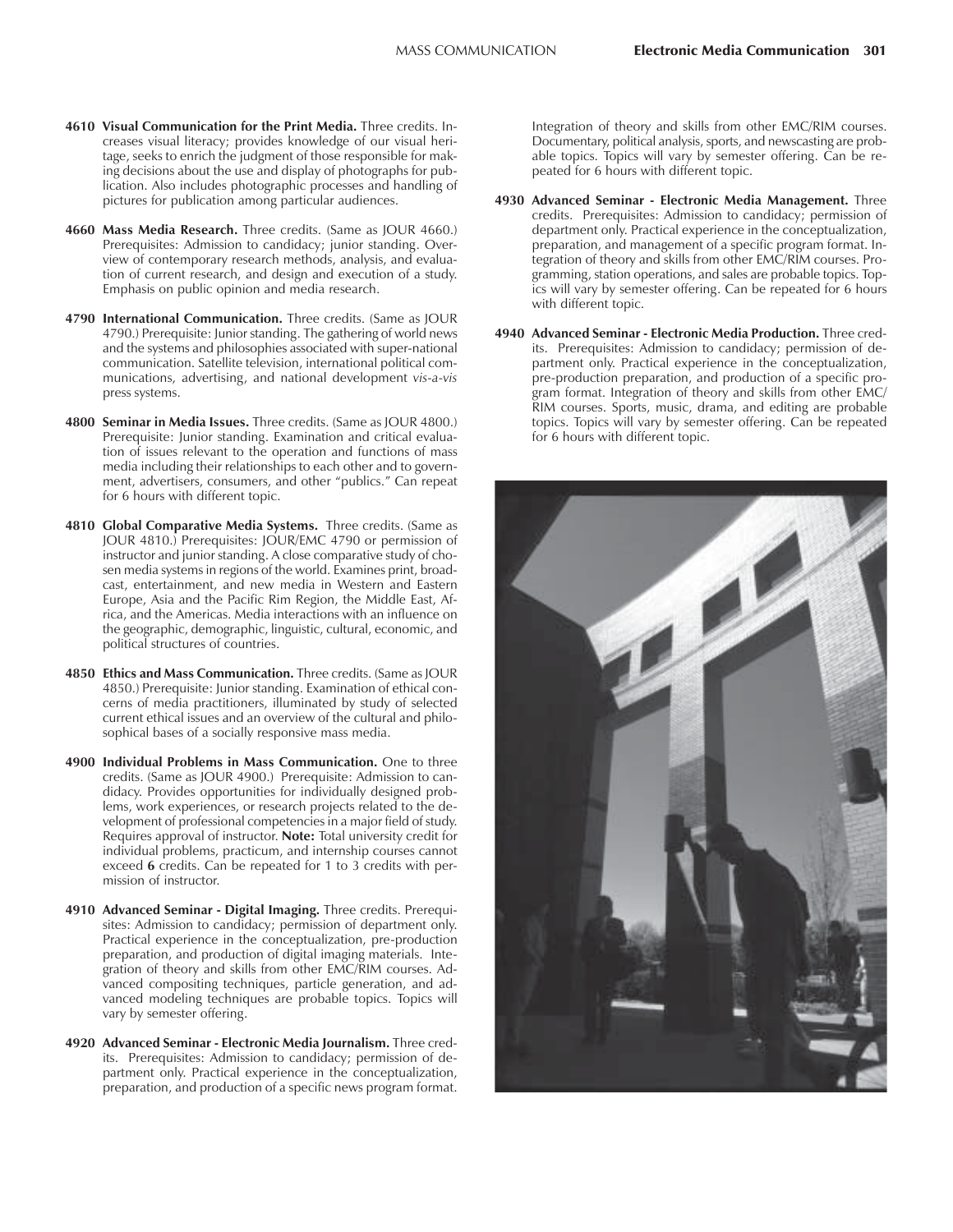**4610 Visual Communication for the Print Media.** Three credits. Increases visual literacy; provides knowledge of our visual heritage, seeks to enrich the judgment of those responsible for making decisions about the use and display of photographs for publication. Also includes photographic processes and handling of pictures for publication among particular audiences.

**4660 Mass Media Research.** Three credits. (Same as JOUR 4660.) Prerequisites: Admission to candidacy; junior standing. Overview of contemporary research methods, analysis, and evaluation of current research, and design and execution of a study. Emphasis on public opinion and media research.

**4790 International Communication.** Three credits. (Same as JOUR 4790.) Prerequisite: Junior standing. The gathering of world news and the systems and philosophies associated with super-national communication. Satellite television, international political communications, advertising, and national development *vis-a-vis* press systems.

**4800 Seminar in Media Issues.** Three credits. (Same as JOUR 4800.) Prerequisite: Junior standing. Examination and critical evaluation of issues relevant to the operation and functions of mass media including their relationships to each other and to government, advertisers, consumers, and other "publics." Can repeat for 6 hours with different topic.

**4810 Global Comparative Media Systems.** Three credits. (Same as JOUR 4810.) Prerequisites: JOUR/EMC 4790 or permission of instructor and junior standing. A close comparative study of chosen media systems in regions of the world. Examines print, broadcast, entertainment, and new media in Western and Eastern Europe, Asia and the Pacific Rim Region, the Middle East, Africa, and the Americas. Media interactions with an influence on the geographic, demographic, linguistic, cultural, economic, and political structures of countries.

**4850 Ethics and Mass Communication.** Three credits. (Same as JOUR 4850.) Prerequisite: Junior standing. Examination of ethical concerns of media practitioners, illuminated by study of selected current ethical issues and an overview of the cultural and philosophical bases of a socially responsive mass media.

**4900 Individual Problems in Mass Communication.** One to three credits. (Same as JOUR 4900.) Prerequisite: Admission to candidacy. Provides opportunities for individually designed problems, work experiences, or research projects related to the development of professional competencies in a major field of study. Requires approval of instructor. **Note:** Total university credit for individual problems, practicum, and internship courses cannot exceed **6** credits. Can be repeated for 1 to 3 credits with permission of instructor.

**4910 Advanced Seminar - Digital Imaging.** Three credits. Prerequisites: Admission to candidacy; permission of department only. Practical experience in the conceptualization, pre-production preparation, and production of digital imaging materials. Integration of theory and skills from other EMC/RIM courses. Advanced compositing techniques, particle generation, and advanced modeling techniques are probable topics. Topics will vary by semester offering.

**4920 Advanced Seminar - Electronic Media Journalism.** Three credits. Prerequisites: Admission to candidacy; permission of department only. Practical experience in the conceptualization, preparation, and production of a specific news program format. Integration of theory and skills from other EMC/RIM courses. Documentary, political analysis, sports, and newscasting are probable topics. Topics will vary by semester offering. Can be repeated for 6 hours with different topic.

**4930 Advanced Seminar - Electronic Media Management.** Three credits. Prerequisites: Admission to candidacy; permission of department only. Practical experience in the conceptualization, preparation, and management of a specific program format. Integration of theory and skills from other EMC/RIM courses. Programming, station operations, and sales are probable topics. Topics will vary by semester offering. Can be repeated for 6 hours with different topic.

**4940 Advanced Seminar - Electronic Media Production.** Three credits. Prerequisites: Admission to candidacy; permission of department only. Practical experience in the conceptualization, pre-production preparation, and production of a specific program format. Integration of theory and skills from other EMC/RIM courses. Sports, music, drama, and editing are probable topics. Topics will vary by semester offering. Can be repeated for 6 hours with different topic.